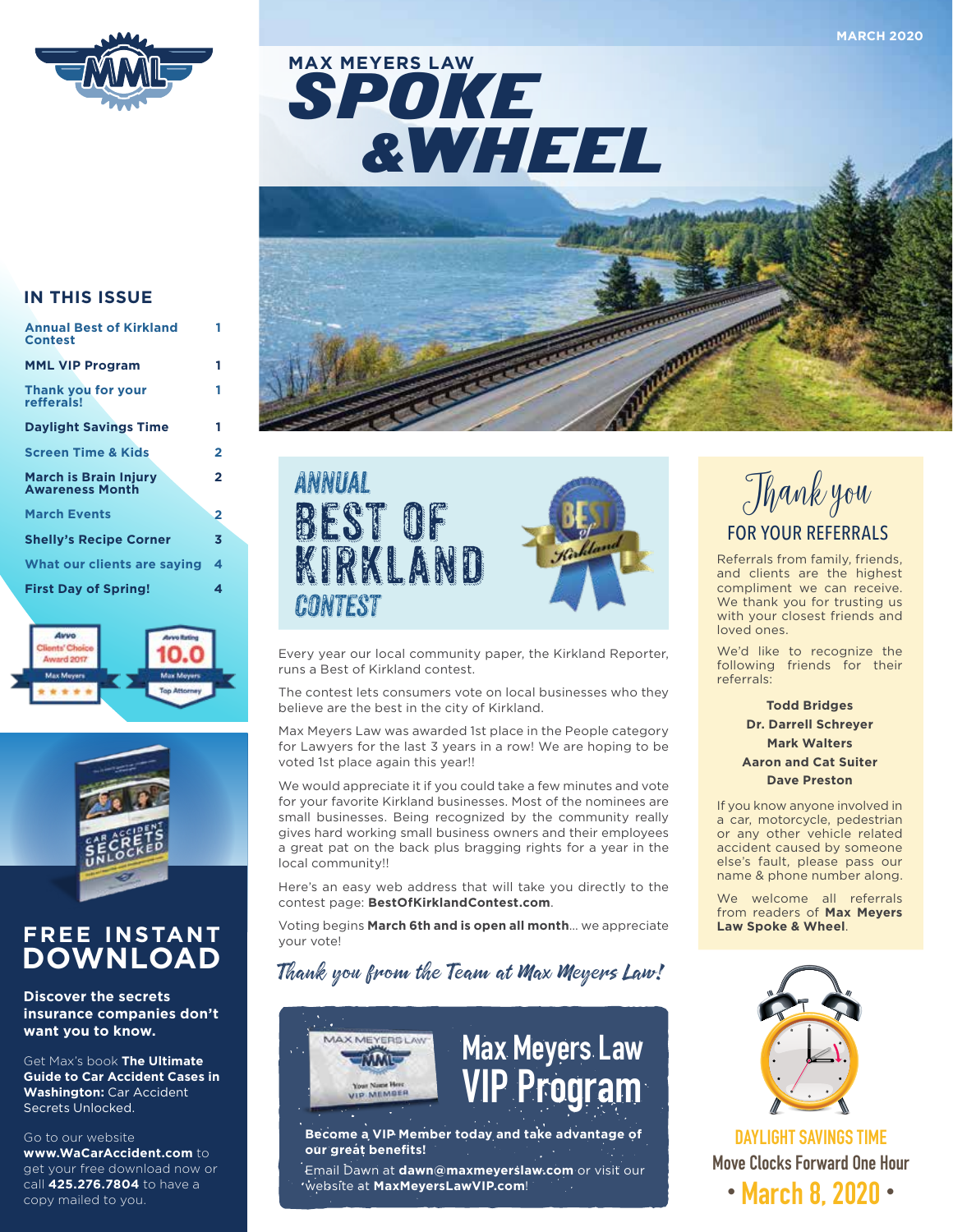MARCH 2020

# MAX MEYERS LAW SPOKE & WHEEL

## IN THIS ISSUE

| | |
|---|---|
| Annual Best of Kirkland Contest | 1 |
| MML VIP Program | 1 |
| Thank you for your refferals! | 1 |
| Daylight Savings Time | 1 |
| Screen Time & Kids | 2 |
| March is Brain Injury Awareness Month | 2 |
| March Events | 2 |
| Shelly's Recipe Corner | 3 |
| What our clients are saying | 4 |
| First Day of Spring! | 4 |

## ANNUAL BEST OF KIRKLAND CONTEST

Every year our local community paper, the Kirkland Reporter, runs a Best of Kirkland contest.

The contest lets consumers vote on local businesses who they believe are the best in the city of Kirkland.

Max Meyers Law was awarded 1st place in the People category for Lawyers for the last 3 years in a row! We are hoping to be voted 1st place again this year!!

We would appreciate it if you could take a few minutes and vote for your favorite Kirkland businesses. Most of the nominees are small businesses. Being recognized by the community really gives hard working small business owners and their employees a great pat on the back plus bragging rights for a year in the local community!!

Here's an easy web address that will take you directly to the contest page: **BestOfKirklandContest.com**.

Voting begins **March 6th and is open all month**... we appreciate your vote!

*Thank you from the Team at Max Meyers Law!*

## Max Meyers Law VIP Program

**Become a VIP Member today and take advantage of our great benefits!**

Email Dawn at **dawn@maxmeyerslaw.com** or visit our website at **MaxMeyersLawVIP.com**!

## Thank you FOR YOUR REFERRALS

Referrals from family, friends, and clients are the highest compliment we can receive. We thank you for trusting us with your closest friends and loved ones.

We'd like to recognize the following friends for their referrals:

**Todd Bridges**
**Dr. Darrell Schreyer**
**Mark Walters**
**Aaron and Cat Suiter**
**Dave Preston**

If you know anyone involved in a car, motorcycle, pedestrian or any other vehicle related accident caused by someone else's fault, please pass our name & phone number along.

We welcome all referrals from readers of **Max Meyers Law Spoke & Wheel**.

## DAYLIGHT SAVINGS TIME

Move Clocks Forward One Hour

• March 8, 2020 •

## FREE INSTANT DOWNLOAD

**Discover the secrets insurance companies don't want you to know.**

Get Max's book **The Ultimate Guide to Car Accident Cases in Washington:** Car Accident Secrets Unlocked.

Go to our website **www.WaCarAccident.com** to get your free download now or call **425.276.7804** to have a copy mailed to you.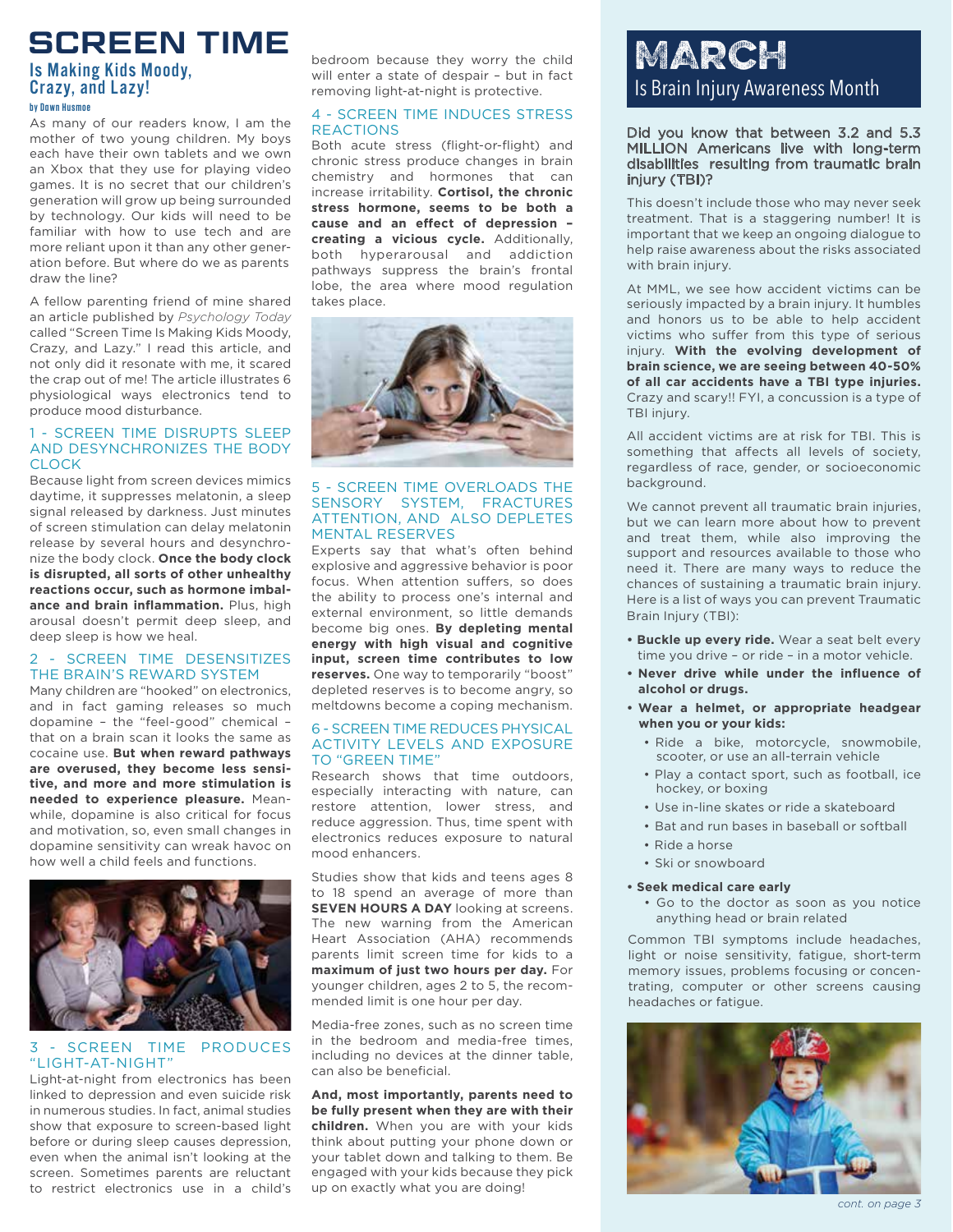# SCREEN TIME

## Is Making Kids Moody, Crazy, and Lazy!

by Dawn Husmoe

As many of our readers know, I am the mother of two young children. My boys each have their own tablets and we own an Xbox that they use for playing video games. It is no secret that our children's generation will grow up being surrounded by technology. Our kids will need to be familiar with how to use tech and are more reliant upon it than any other generation before. But where do we as parents draw the line?

A fellow parenting friend of mine shared an article published by *Psychology Today* called "Screen Time Is Making Kids Moody, Crazy, and Lazy." I read this article, and not only did it resonate with me, it scared the crap out of me! The article illustrates 6 physiological ways electronics tend to produce mood disturbance.

### 1 - SCREEN TIME DISRUPTS SLEEP AND DESYNCHRONIZES THE BODY CLOCK

Because light from screen devices mimics daytime, it suppresses melatonin, a sleep signal released by darkness. Just minutes of screen stimulation can delay melatonin release by several hours and desynchronize the body clock. **Once the body clock is disrupted, all sorts of other unhealthy reactions occur, such as hormone imbalance and brain inflammation.** Plus, high arousal doesn't permit deep sleep, and deep sleep is how we heal.

### 2 - SCREEN TIME DESENSITIZES THE BRAIN'S REWARD SYSTEM

Many children are "hooked" on electronics, and in fact gaming releases so much dopamine – the "feel-good" chemical – that on a brain scan it looks the same as cocaine use. **But when reward pathways are overused, they become less sensitive, and more and more stimulation is needed to experience pleasure.** Meanwhile, dopamine is also critical for focus and motivation, so, even small changes in dopamine sensitivity can wreak havoc on how well a child feels and functions.

### 3 - SCREEN TIME PRODUCES "LIGHT-AT-NIGHT"

Light-at-night from electronics has been linked to depression and even suicide risk in numerous studies. In fact, animal studies show that exposure to screen-based light before or during sleep causes depression, even when the animal isn't looking at the screen. Sometimes parents are reluctant to restrict electronics use in a child's bedroom because they worry the child will enter a state of despair – but in fact removing light-at-night is protective.

### 4 - SCREEN TIME INDUCES STRESS REACTIONS

Both acute stress (flight-or-flight) and chronic stress produce changes in brain chemistry and hormones that can increase irritability. **Cortisol, the chronic stress hormone, seems to be both a cause and an effect of depression – creating a vicious cycle.** Additionally, both hyperarousal and addiction pathways suppress the brain's frontal lobe, the area where mood regulation takes place.

### 5 - SCREEN TIME OVERLOADS THE SENSORY SYSTEM, FRACTURES ATTENTION, AND ALSO DEPLETES MENTAL RESERVES

Experts say that what's often behind explosive and aggressive behavior is poor focus. When attention suffers, so does the ability to process one's internal and external environment, so little demands become big ones. **By depleting mental energy with high visual and cognitive input, screen time contributes to low reserves.** One way to temporarily "boost" depleted reserves is to become angry, so meltdowns become a coping mechanism.

### 6 - SCREEN TIME REDUCES PHYSICAL ACTIVITY LEVELS AND EXPOSURE TO "GREEN TIME"

Research shows that time outdoors, especially interacting with nature, can restore attention, lower stress, and reduce aggression. Thus, time spent with electronics reduces exposure to natural mood enhancers.

Studies show that kids and teens ages 8 to 18 spend an average of more than **SEVEN HOURS A DAY** looking at screens. The new warning from the American Heart Association (AHA) recommends parents limit screen time for kids to a **maximum of just two hours per day.** For younger children, ages 2 to 5, the recommended limit is one hour per day.

Media-free zones, such as no screen time in the bedroom and media-free times, including no devices at the dinner table, can also be beneficial.

**And, most importantly, parents need to be fully present when they are with their children.** When you are with your kids think about putting your phone down or your tablet down and talking to them. Be engaged with your kids because they pick up on exactly what you are doing!

# MARCH

## Is Brain Injury Awareness Month

**Did you know that between 3.2 and 5.3 MILLION Americans live with long-term disabilities resulting from traumatic brain injury (TBI)?**

This doesn't include those who may never seek treatment. That is a staggering number! It is important that we keep an ongoing dialogue to help raise awareness about the risks associated with brain injury.

At MML, we see how accident victims can be seriously impacted by a brain injury. It humbles and honors us to be able to help accident victims who suffer from this type of serious injury. **With the evolving development of brain science, we are seeing between 40-50% of all car accidents have a TBI type injuries.** Crazy and scary!! FYI, a concussion is a type of TBI injury.

All accident victims are at risk for TBI. This is something that affects all levels of society, regardless of race, gender, or socioeconomic background.

We cannot prevent all traumatic brain injuries, but we can learn more about how to prevent and treat them, while also improving the support and resources available to those who need it. There are many ways to reduce the chances of sustaining a traumatic brain injury. Here is a list of ways you can prevent Traumatic Brain Injury (TBI):

- **Buckle up every ride.** Wear a seat belt every time you drive – or ride – in a motor vehicle.
- **Never drive while under the influence of alcohol or drugs.**
- **Wear a helmet, or appropriate headgear when you or your kids:**
  - Ride a bike, motorcycle, snowmobile, scooter, or use an all-terrain vehicle
  - Play a contact sport, such as football, ice hockey, or boxing
  - Use in-line skates or ride a skateboard
  - Bat and run bases in baseball or softball
  - Ride a horse
  - Ski or snowboard
- **Seek medical care early**
  - Go to the doctor as soon as you notice anything head or brain related

Common TBI symptoms include headaches, light or noise sensitivity, fatigue, short-term memory issues, problems focusing or concentrating, computer or other screens causing headaches or fatigue.

*cont. on page 3*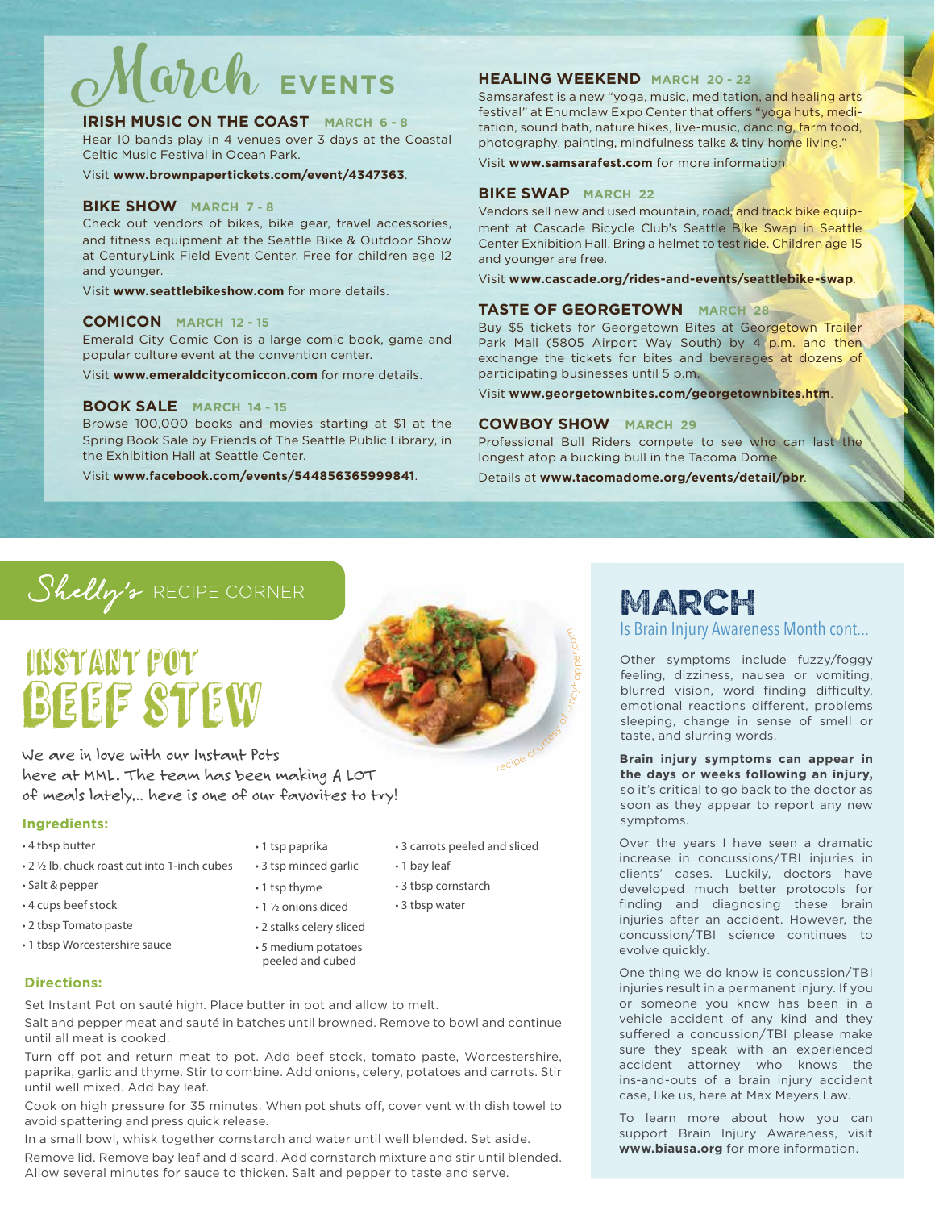# March EVENTS

### IRISH MUSIC ON THE COAST MARCH 6 - 8

Hear 10 bands play in 4 venues over 3 days at the Coastal Celtic Music Festival in Ocean Park.

Visit **www.brownpapertickets.com/event/4347363**.

### BIKE SHOW MARCH 7 - 8

Check out vendors of bikes, bike gear, travel accessories, and fitness equipment at the Seattle Bike & Outdoor Show at CenturyLink Field Event Center. Free for children age 12 and younger.

Visit **www.seattlebikeshow.com** for more details.

### COMICON MARCH 12 - 15

Emerald City Comic Con is a large comic book, game and popular culture event at the convention center.

Visit **www.emeraldcitycomiccon.com** for more details.

### BOOK SALE MARCH 14 - 15

Browse 100,000 books and movies starting at $1 at the Spring Book Sale by Friends of The Seattle Public Library, in the Exhibition Hall at Seattle Center.

Visit **www.facebook.com/events/544856365999841**.

### HEALING WEEKEND MARCH 20 - 22

Samsarafest is a new "yoga, music, meditation, and healing arts festival" at Enumclaw Expo Center that offers "yoga huts, meditation, sound bath, nature hikes, live-music, dancing, farm food, photography, painting, mindfulness talks & tiny home living."

Visit **www.samsarafest.com** for more information.

### BIKE SWAP MARCH 22

Vendors sell new and used mountain, road, and track bike equipment at Cascade Bicycle Club's Seattle Bike Swap in Seattle Center Exhibition Hall. Bring a helmet to test ride. Children age 15 and younger are free.

Visit **www.cascade.org/rides-and-events/seattlebike-swap**.

### TASTE OF GEORGETOWN MARCH 28

Buy $5 tickets for Georgetown Bites at Georgetown Trailer Park Mall (5805 Airport Way South) by 4 p.m. and then exchange the tickets for bites and beverages at dozens of participating businesses until 5 p.m.

Visit **www.georgetownbites.com/georgetownbites.htm**.

### COWBOY SHOW MARCH 29

Professional Bull Riders compete to see who can last the longest atop a bucking bull in the Tacoma Dome.

Details at **www.tacomadome.org/events/detail/pbr**.

## Shelly's RECIPE CORNER

# INSTANT POT BEEF STEW

recipe courtesy of cincyhopper.com

We are in love with our Instant Pots here at MML. The team has been making A LOT of meals lately… here is one of our favorites to try!

**Ingredients:**

- 4 tbsp butter
- 2 ½ lb. chuck roast cut into 1-inch cubes
- Salt & pepper
- 4 cups beef stock
- 2 tbsp Tomato paste
- 1 tbsp Worcestershire sauce
- 1 tsp paprika
- 3 tsp minced garlic
- 1 tsp thyme
- 1 ½ onions diced
- 2 stalks celery sliced
- 5 medium potatoes peeled and cubed
- 3 carrots peeled and sliced
- 1 bay leaf
- 3 tbsp cornstarch
- 3 tbsp water

**Directions:**

Set Instant Pot on sauté high. Place butter in pot and allow to melt.

Salt and pepper meat and sauté in batches until browned. Remove to bowl and continue until all meat is cooked.

Turn off pot and return meat to pot. Add beef stock, tomato paste, Worcestershire, paprika, garlic and thyme. Stir to combine. Add onions, celery, potatoes and carrots. Stir until well mixed. Add bay leaf.

Cook on high pressure for 35 minutes. When pot shuts off, cover vent with dish towel to avoid spattering and press quick release.

In a small bowl, whisk together cornstarch and water until well blended. Set aside.

Remove lid. Remove bay leaf and discard. Add cornstarch mixture and stir until blended. Allow several minutes for sauce to thicken. Salt and pepper to taste and serve.

## MARCH

### Is Brain Injury Awareness Month cont…

Other symptoms include fuzzy/foggy feeling, dizziness, nausea or vomiting, blurred vision, word finding difficulty, emotional reactions different, problems sleeping, change in sense of smell or taste, and slurring words.

**Brain injury symptoms can appear in the days or weeks following an injury,** so it's critical to go back to the doctor as soon as they appear to report any new symptoms.

Over the years I have seen a dramatic increase in concussions/TBI injuries in clients' cases. Luckily, doctors have developed much better protocols for finding and diagnosing these brain injuries after an accident. However, the concussion/TBI science continues to evolve quickly.

One thing we do know is concussion/TBI injuries result in a permanent injury. If you or someone you know has been in a vehicle accident of any kind and they suffered a concussion/TBI please make sure they speak with an experienced accident attorney who knows the ins-and-outs of a brain injury accident case, like us, here at Max Meyers Law.

To learn more about how you can support Brain Injury Awareness, visit **www.biausa.org** for more information.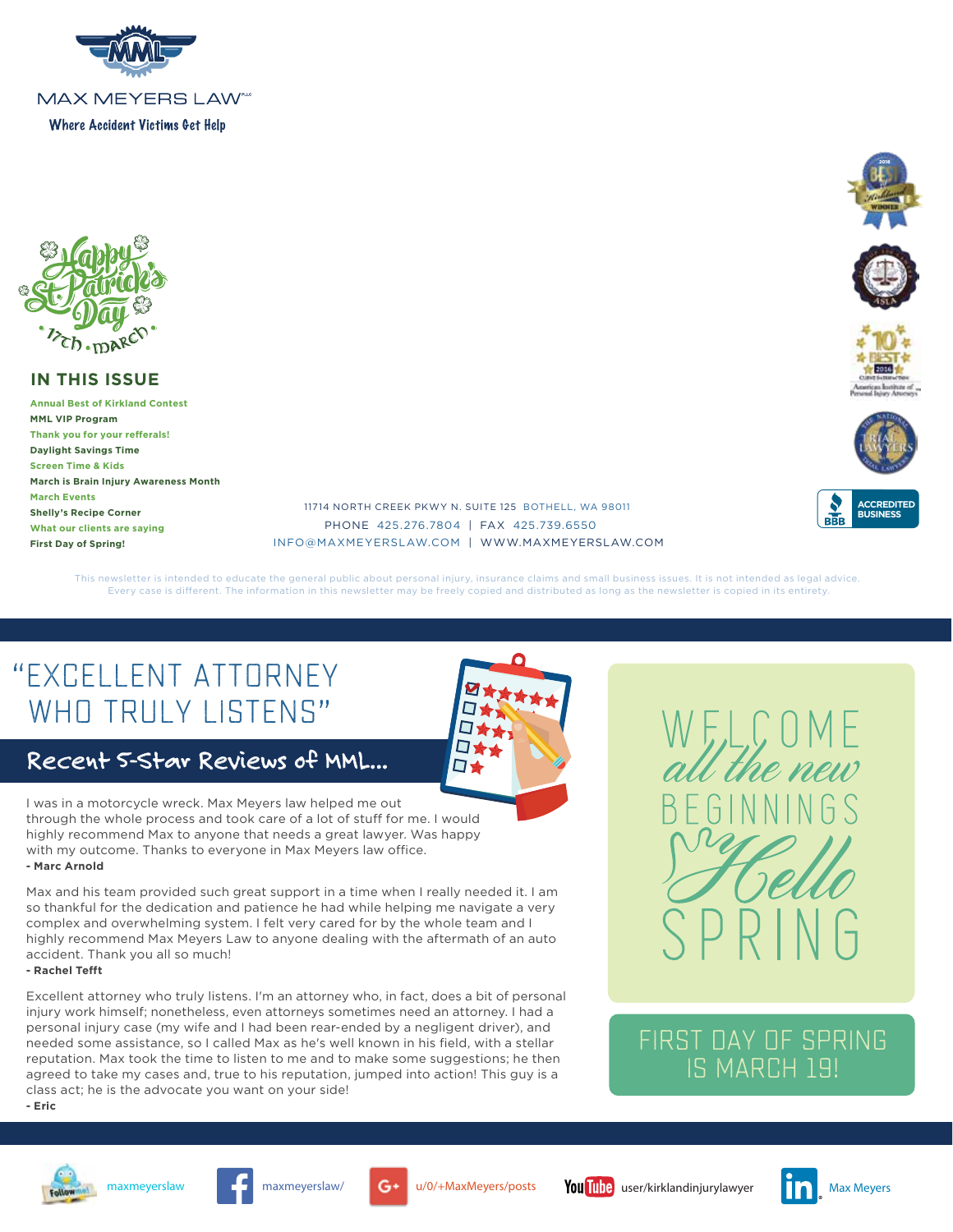MAX MEYERS LAW

Where Accident Victims Get Help

Happy St. Patrick's Day

17th March

## IN THIS ISSUE

- Annual Best of Kirkland Contest
- MML VIP Program
- Thank you for your refferals!
- Daylight Savings Time
- Screen Time & Kids
- March is Brain Injury Awareness Month
- March Events
- Shelly's Recipe Corner
- What our clients are saying
- First Day of Spring!

11714 NORTH CREEK PKWY N. SUITE 125 BOTHELL, WA 98011
PHONE 425.276.7804 | FAX 425.739.6550
INFO@MAXMEYERSLAW.COM | WWW.MAXMEYERSLAW.COM

ACCREDITED BUSINESS

This newsletter is intended to educate the general public about personal injury, insurance claims and small business issues. It is not intended as legal advice. Every case is different. The information in this newsletter may be freely copied and distributed as long as the newsletter is copied in its entirety.

# "EXCELLENT ATTORNEY WHO TRULY LISTENS"

## Recent 5-Star Reviews of MML...

I was in a motorcycle wreck. Max Meyers law helped me out through the whole process and took care of a lot of stuff for me. I would highly recommend Max to anyone that needs a great lawyer. Was happy with my outcome. Thanks to everyone in Max Meyers law office.
**- Marc Arnold**

Max and his team provided such great support in a time when I really needed it. I am so thankful for the dedication and patience he had while helping me navigate a very complex and overwhelming system. I felt very cared for by the whole team and I highly recommend Max Meyers Law to anyone dealing with the aftermath of an auto accident. Thank you all so much!
**- Rachel Tefft**

Excellent attorney who truly listens. I'm an attorney who, in fact, does a bit of personal injury work himself; nonetheless, even attorneys sometimes need an attorney. I had a personal injury case (my wife and I had been rear-ended by a negligent driver), and needed some assistance, so I called Max as he's well known in his field, with a stellar reputation. Max took the time to listen to me and to make some suggestions; he then agreed to take my cases and, true to his reputation, jumped into action! This guy is a class act; he is the advocate you want on your side!
**- Eric**

WELCOME *all the new* BEGINNINGS *Hello* SPRING

FIRST DAY OF SPRING IS MARCH 19!

maxmeyerslaw | maxmeyerslaw/ | u/0/+MaxMeyers/posts | user/kirklandinjurylawyer | Max Meyers